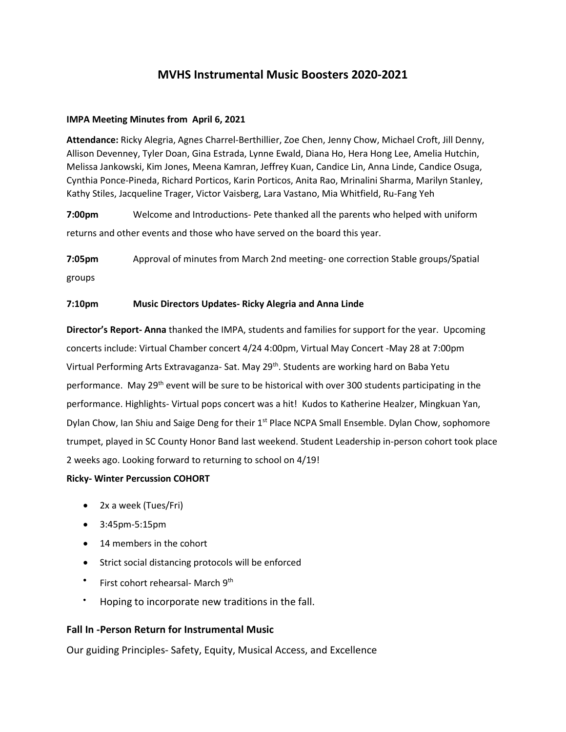# MVHS Instrumental Music Boosters 2020-2021

**IMPA Meeting Minutes from April 6, 2021**

**Attendance:** Ricky Alegria, Agnes Charrel-Berthillier, Zoe Chen, Jenny Chow, Michael Croft, Jill Denny, Allison Devenney, Tyler Doan, Gina Estrada, Lynne Ewald, Diana Ho, Hera Hong Lee, Amelia Hutchin, Melissa Jankowski, Kim Jones, Meena Kamran, Jeffrey Kuan, Candice Lin, Anna Linde, Candice Osuga, Cynthia Ponce-Pineda, Richard Porticos, Karin Porticos, Anita Rao, Mrinalini Sharma, Marilyn Stanley, Kathy Stiles, Jacqueline Trager, Victor Vaisberg, Lara Vastano, Mia Whitfield, Ru-Fang Yeh

**7:00pm** Welcome and Introductions- Pete thanked all the parents who helped with uniform returns and other events and those who have served on the board this year.

**7:05pm** Approval of minutes from March 2nd meeting- one correction Stable groups/Spatial groups

**7:10pm Music Directors Updates- Ricky Alegria and Anna Linde**

**Director's Report- Anna** thanked the IMPA, students and families for support for the year. Upcoming concerts include: Virtual Chamber concert 4/24 4:00pm, Virtual May Concert -May 28 at 7:00pm Virtual Performing Arts Extravaganza- Sat. May 29th. Students are working hard on Baba Yetu performance. May 29th event will be sure to be historical with over 300 students participating in the performance. Highlights- Virtual pops concert was a hit! Kudos to Katherine Healzer, Mingkuan Yan, Dylan Chow, Ian Shiu and Saige Deng for their 1st Place NCPA Small Ensemble. Dylan Chow, sophomore trumpet, played in SC County Honor Band last weekend. Student Leadership in-person cohort took place 2 weeks ago. Looking forward to returning to school on 4/19!

**Ricky- Winter Percussion COHORT**

- 2x a week (Tues/Fri)
- 3:45pm-5:15pm
- 14 members in the cohort
- Strict social distancing protocols will be enforced
- First cohort rehearsal- March 9th
- Hoping to incorporate new traditions in the fall.

### Fall In -Person Return for Instrumental Music

Our guiding Principles- Safety, Equity, Musical Access, and Excellence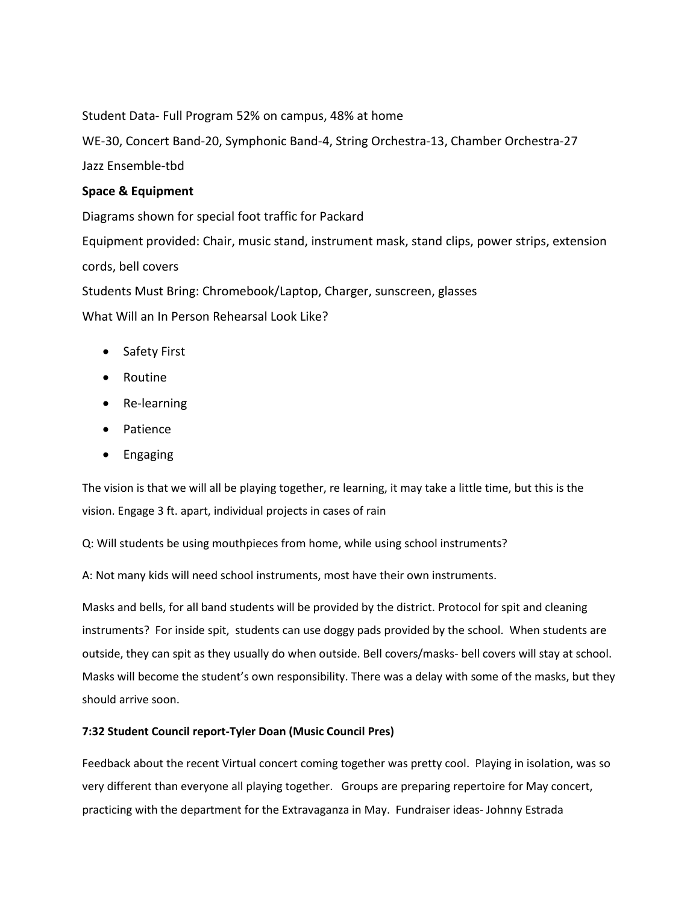Student Data- Full Program 52% on campus, 48% at home

WE-30, Concert Band-20, Symphonic Band-4, String Orchestra-13, Chamber Orchestra-27

Jazz Ensemble-tbd

**Space & Equipment**

Diagrams shown for special foot traffic for Packard

Equipment provided: Chair, music stand, instrument mask, stand clips, power strips, extension cords, bell covers

Students Must Bring: Chromebook/Laptop, Charger, sunscreen, glasses

What Will an In Person Rehearsal Look Like?

- Safety First
- Routine
- Re-learning
- Patience
- Engaging

The vision is that we will all be playing together, re learning, it may take a little time, but this is the vision. Engage 3 ft. apart, individual projects in cases of rain

Q: Will students be using mouthpieces from home, while using school instruments?

A: Not many kids will need school instruments, most have their own instruments.

Masks and bells, for all band students will be provided by the district. Protocol for spit and cleaning instruments? For inside spit, students can use doggy pads provided by the school. When students are outside, they can spit as they usually do when outside. Bell covers/masks- bell covers will stay at school. Masks will become the student's own responsibility. There was a delay with some of the masks, but they should arrive soon.

**7:32 Student Council report-Tyler Doan (Music Council Pres)**

Feedback about the recent Virtual concert coming together was pretty cool. Playing in isolation, was so very different than everyone all playing together. Groups are preparing repertoire for May concert, practicing with the department for the Extravaganza in May. Fundraiser ideas- Johnny Estrada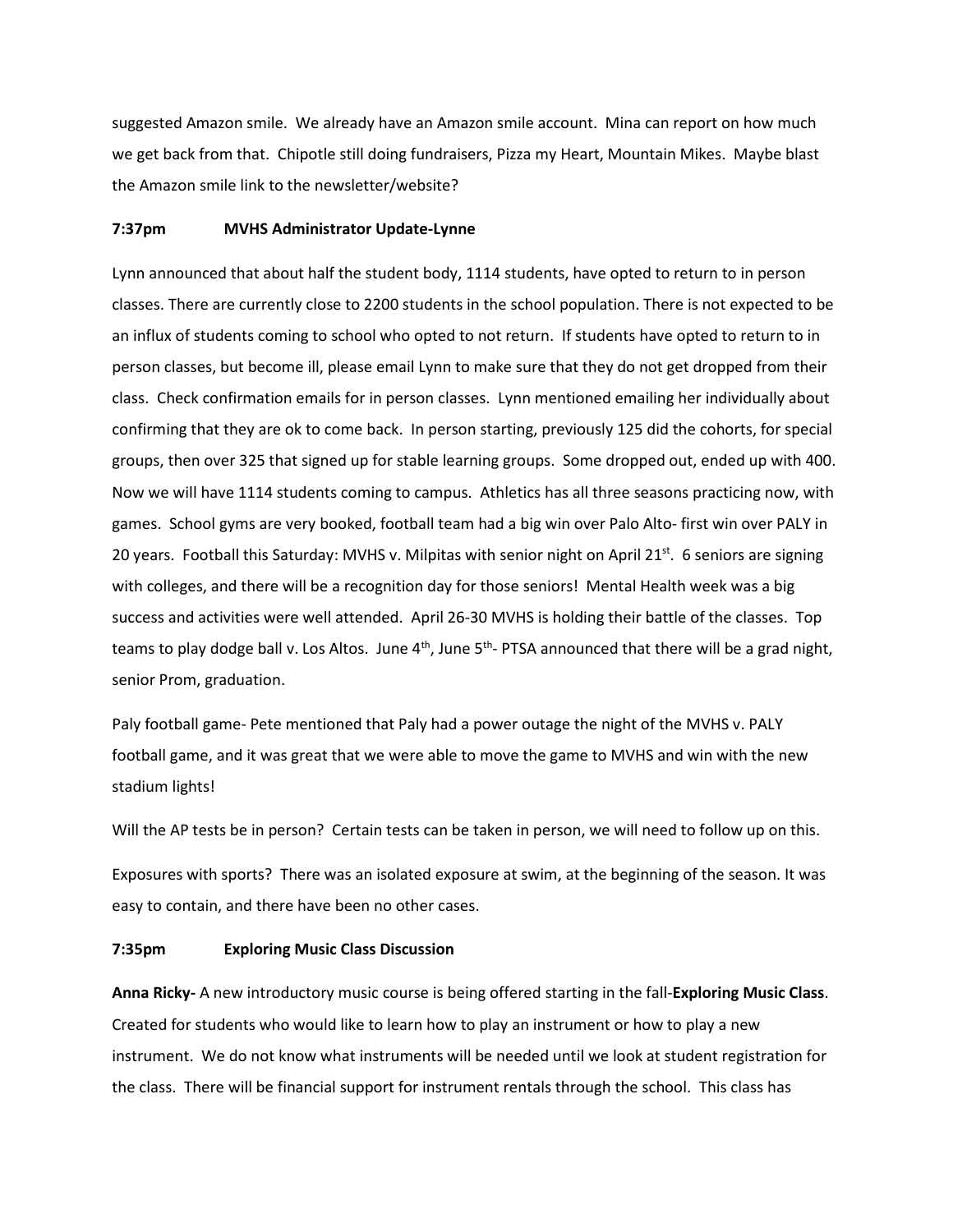suggested Amazon smile. We already have an Amazon smile account. Mina can report on how much we get back from that. Chipotle still doing fundraisers, Pizza my Heart, Mountain Mikes. Maybe blast the Amazon smile link to the newsletter/website?

**7:37pm MVHS Administrator Update-Lynne**

Lynn announced that about half the student body, 1114 students, have opted to return to in person classes. There are currently close to 2200 students in the school population. There is not expected to be an influx of students coming to school who opted to not return. If students have opted to return to in person classes, but become ill, please email Lynn to make sure that they do not get dropped from their class. Check confirmation emails for in person classes. Lynn mentioned emailing her individually about confirming that they are ok to come back. In person starting, previously 125 did the cohorts, for special groups, then over 325 that signed up for stable learning groups. Some dropped out, ended up with 400. Now we will have 1114 students coming to campus. Athletics has all three seasons practicing now, with games. School gyms are very booked, football team had a big win over Palo Alto- first win over PALY in 20 years. Football this Saturday: MVHS v. Milpitas with senior night on April 21st. 6 seniors are signing with colleges, and there will be a recognition day for those seniors! Mental Health week was a big success and activities were well attended. April 26-30 MVHS is holding their battle of the classes. Top teams to play dodge ball v. Los Altos. June 4th, June 5th- PTSA announced that there will be a grad night, senior Prom, graduation.

Paly football game- Pete mentioned that Paly had a power outage the night of the MVHS v. PALY football game, and it was great that we were able to move the game to MVHS and win with the new stadium lights!

Will the AP tests be in person? Certain tests can be taken in person, we will need to follow up on this.

Exposures with sports? There was an isolated exposure at swim, at the beginning of the season. It was easy to contain, and there have been no other cases.

**7:35pm Exploring Music Class Discussion**

**Anna Ricky-** A new introductory music course is being offered starting in the fall-**Exploring Music Class**. Created for students who would like to learn how to play an instrument or how to play a new instrument. We do not know what instruments will be needed until we look at student registration for the class. There will be financial support for instrument rentals through the school. This class has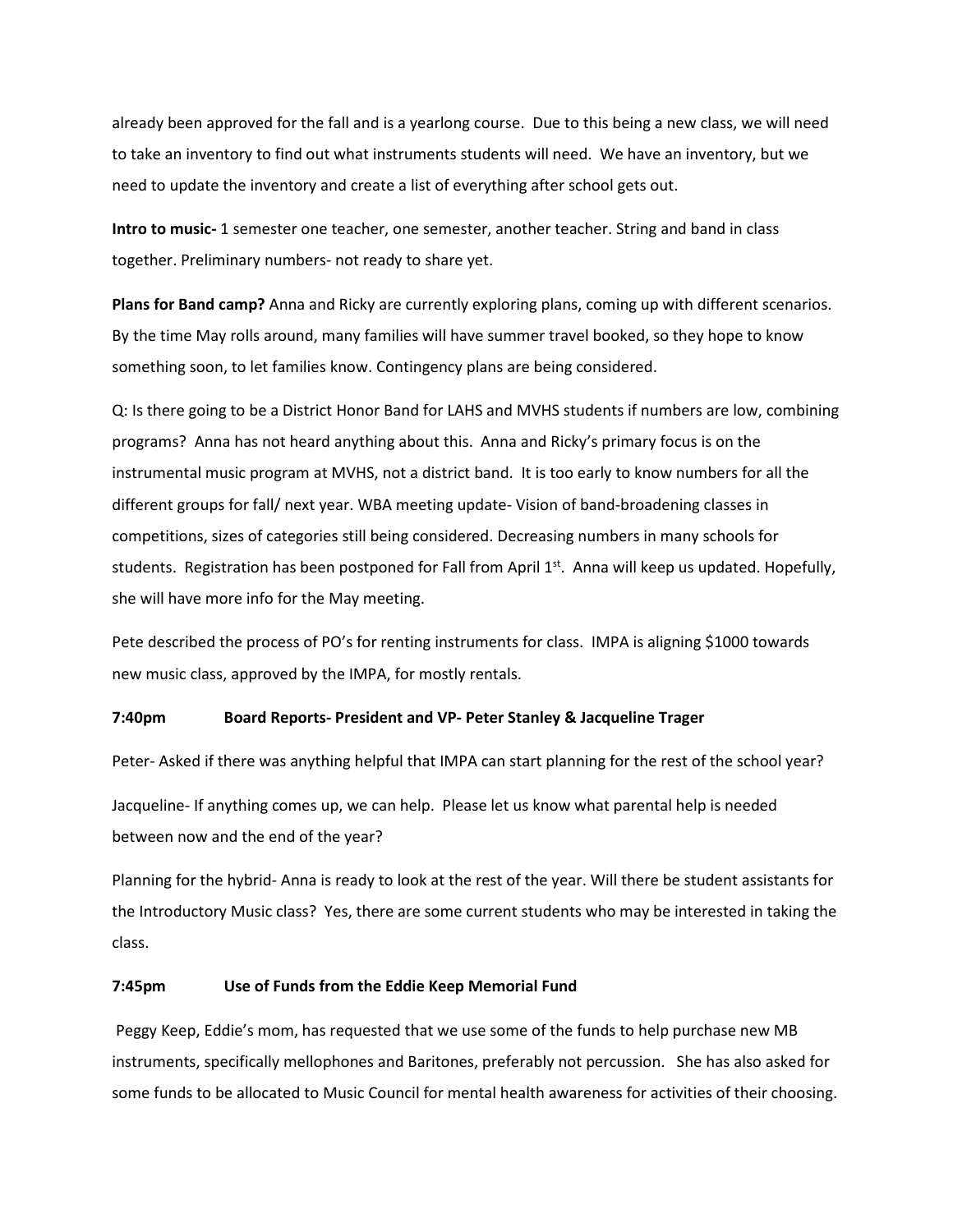already been approved for the fall and is a yearlong course. Due to this being a new class, we will need to take an inventory to find out what instruments students will need. We have an inventory, but we need to update the inventory and create a list of everything after school gets out.

**Intro to music-** 1 semester one teacher, one semester, another teacher. String and band in class together. Preliminary numbers- not ready to share yet.

**Plans for Band camp?** Anna and Ricky are currently exploring plans, coming up with different scenarios. By the time May rolls around, many families will have summer travel booked, so they hope to know something soon, to let families know. Contingency plans are being considered.

Q: Is there going to be a District Honor Band for LAHS and MVHS students if numbers are low, combining programs? Anna has not heard anything about this. Anna and Ricky's primary focus is on the instrumental music program at MVHS, not a district band. It is too early to know numbers for all the different groups for fall/ next year. WBA meeting update- Vision of band-broadening classes in competitions, sizes of categories still being considered. Decreasing numbers in many schools for students. Registration has been postponed for Fall from April 1st. Anna will keep us updated. Hopefully, she will have more info for the May meeting.

Pete described the process of PO's for renting instruments for class. IMPA is aligning $1000 towards new music class, approved by the IMPA, for mostly rentals.

**7:40pm Board Reports- President and VP- Peter Stanley & Jacqueline Trager**

Peter- Asked if there was anything helpful that IMPA can start planning for the rest of the school year?

Jacqueline- If anything comes up, we can help. Please let us know what parental help is needed between now and the end of the year?

Planning for the hybrid- Anna is ready to look at the rest of the year. Will there be student assistants for the Introductory Music class? Yes, there are some current students who may be interested in taking the class.

**7:45pm Use of Funds from the Eddie Keep Memorial Fund**

Peggy Keep, Eddie's mom, has requested that we use some of the funds to help purchase new MB instruments, specifically mellophones and Baritones, preferably not percussion. She has also asked for some funds to be allocated to Music Council for mental health awareness for activities of their choosing.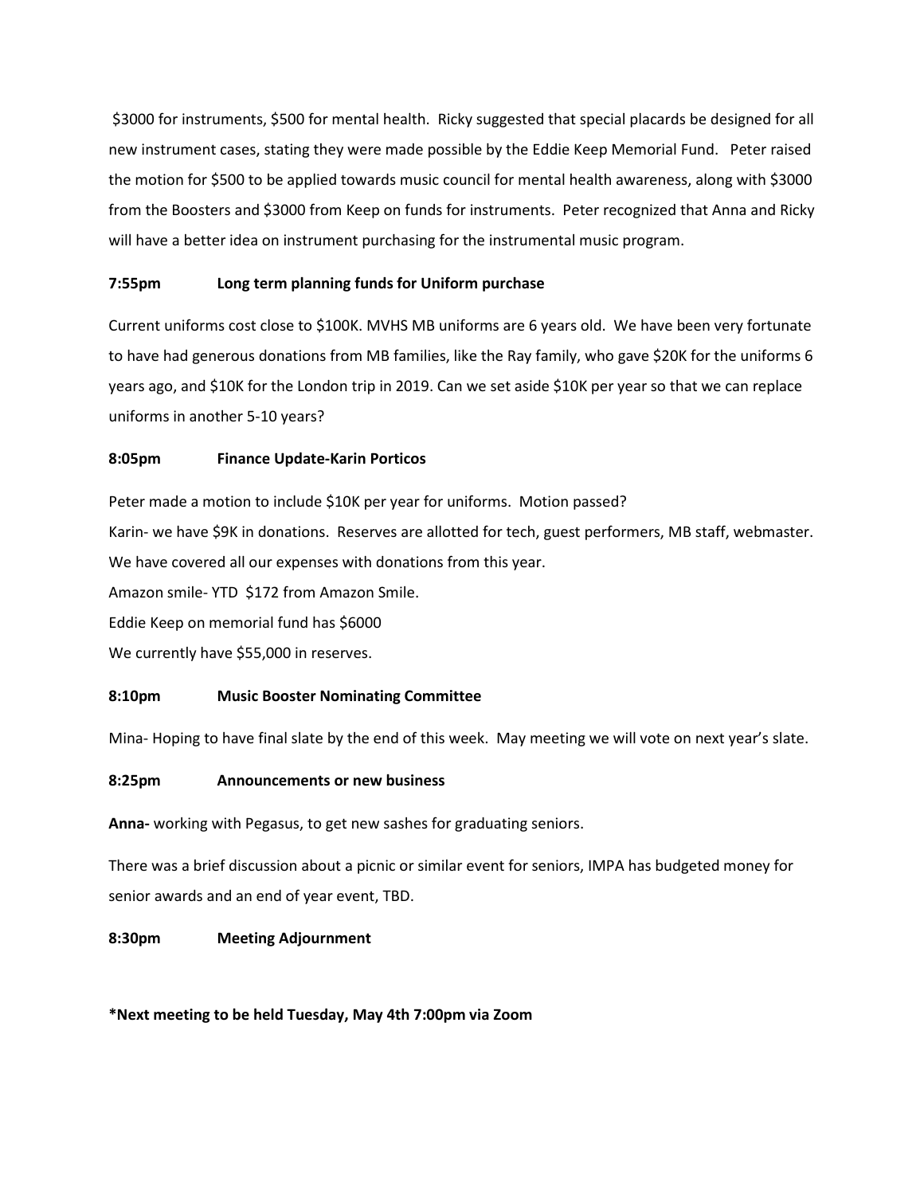$3000 for instruments, $500 for mental health. Ricky suggested that special placards be designed for all new instrument cases, stating they were made possible by the Eddie Keep Memorial Fund. Peter raised the motion for $500 to be applied towards music council for mental health awareness, along with $3000 from the Boosters and $3000 from Keep on funds for instruments. Peter recognized that Anna and Ricky will have a better idea on instrument purchasing for the instrumental music program.

**7:55pm Long term planning funds for Uniform purchase**

Current uniforms cost close to $100K. MVHS MB uniforms are 6 years old. We have been very fortunate to have had generous donations from MB families, like the Ray family, who gave $20K for the uniforms 6 years ago, and $10K for the London trip in 2019. Can we set aside $10K per year so that we can replace uniforms in another 5-10 years?

**8:05pm Finance Update-Karin Porticos**

Peter made a motion to include $10K per year for uniforms. Motion passed?

Karin- we have $9K in donations. Reserves are allotted for tech, guest performers, MB staff, webmaster. We have covered all our expenses with donations from this year.

Amazon smile- YTD $172 from Amazon Smile.

Eddie Keep on memorial fund has $6000

We currently have $55,000 in reserves.

**8:10pm Music Booster Nominating Committee**

Mina- Hoping to have final slate by the end of this week. May meeting we will vote on next year's slate.

**8:25pm Announcements or new business**

**Anna-** working with Pegasus, to get new sashes for graduating seniors.

There was a brief discussion about a picnic or similar event for seniors, IMPA has budgeted money for senior awards and an end of year event, TBD.

**8:30pm Meeting Adjournment**

***Next meeting to be held Tuesday, May 4th 7:00pm via Zoom**